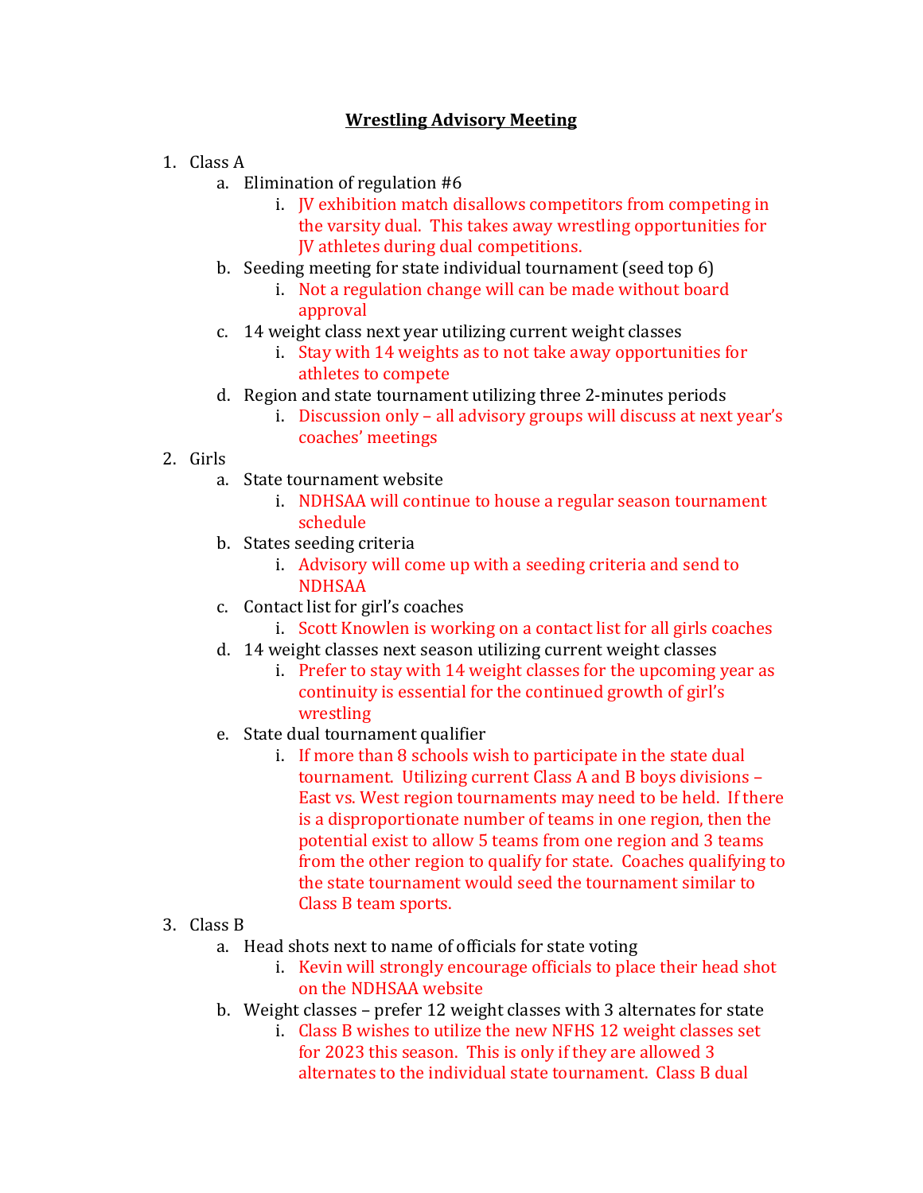# Wrestling Advisory Meeting

1. Class A
   a. Elimination of regulation #6
      i. JV exhibition match disallows competitors from competing in the varsity dual. This takes away wrestling opportunities for JV athletes during dual competitions.
   b. Seeding meeting for state individual tournament (seed top 6)
      i. Not a regulation change will can be made without board approval
   c. 14 weight class next year utilizing current weight classes
      i. Stay with 14 weights as to not take away opportunities for athletes to compete
   d. Region and state tournament utilizing three 2-minutes periods
      i. Discussion only – all advisory groups will discuss at next year's coaches' meetings
2. Girls
   a. State tournament website
      i. NDHSAA will continue to house a regular season tournament schedule
   b. States seeding criteria
      i. Advisory will come up with a seeding criteria and send to NDHSAA
   c. Contact list for girl's coaches
      i. Scott Knowlen is working on a contact list for all girls coaches
   d. 14 weight classes next season utilizing current weight classes
      i. Prefer to stay with 14 weight classes for the upcoming year as continuity is essential for the continued growth of girl's wrestling
   e. State dual tournament qualifier
      i. If more than 8 schools wish to participate in the state dual tournament. Utilizing current Class A and B boys divisions – East vs. West region tournaments may need to be held. If there is a disproportionate number of teams in one region, then the potential exist to allow 5 teams from one region and 3 teams from the other region to qualify for state. Coaches qualifying to the state tournament would seed the tournament similar to Class B team sports.
3. Class B
   a. Head shots next to name of officials for state voting
      i. Kevin will strongly encourage officials to place their head shot on the NDHSAA website
   b. Weight classes – prefer 12 weight classes with 3 alternates for state
      i. Class B wishes to utilize the new NFHS 12 weight classes set for 2023 this season. This is only if they are allowed 3 alternates to the individual state tournament. Class B dual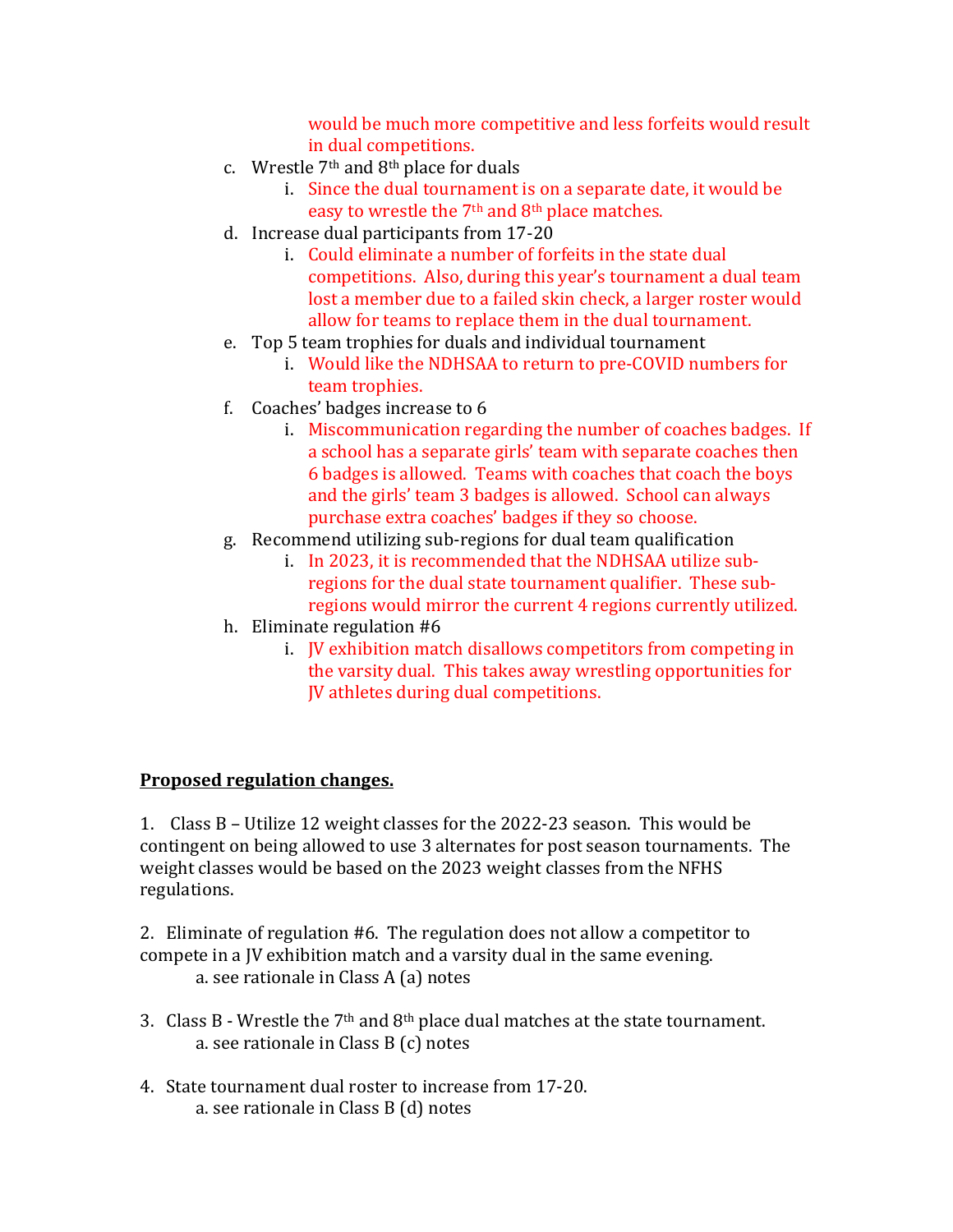would be much more competitive and less forfeits would result in dual competitions.

c. Wrestle 7th and 8th place for duals
    i. Since the dual tournament is on a separate date, it would be easy to wrestle the 7th and 8th place matches.
d. Increase dual participants from 17-20
    i. Could eliminate a number of forfeits in the state dual competitions. Also, during this year's tournament a dual team lost a member due to a failed skin check, a larger roster would allow for teams to replace them in the dual tournament.
e. Top 5 team trophies for duals and individual tournament
    i. Would like the NDHSAA to return to pre-COVID numbers for team trophies.
f. Coaches' badges increase to 6
    i. Miscommunication regarding the number of coaches badges. If a school has a separate girls' team with separate coaches then 6 badges is allowed. Teams with coaches that coach the boys and the girls' team 3 badges is allowed. School can always purchase extra coaches' badges if they so choose.
g. Recommend utilizing sub-regions for dual team qualification
    i. In 2023, it is recommended that the NDHSAA utilize sub-regions for the dual state tournament qualifier. These sub-regions would mirror the current 4 regions currently utilized.
h. Eliminate regulation #6
    i. JV exhibition match disallows competitors from competing in the varsity dual. This takes away wrestling opportunities for JV athletes during dual competitions.

**<u>Proposed regulation changes.</u>**

1. Class B – Utilize 12 weight classes for the 2022-23 season. This would be contingent on being allowed to use 3 alternates for post season tournaments. The weight classes would be based on the 2023 weight classes from the NFHS regulations.

2. Eliminate of regulation #6. The regulation does not allow a competitor to compete in a JV exhibition match and a varsity dual in the same evening.
    a. see rationale in Class A (a) notes

3. Class B - Wrestle the 7th and 8th place dual matches at the state tournament.
    a. see rationale in Class B (c) notes

4. State tournament dual roster to increase from 17-20.
    a. see rationale in Class B (d) notes